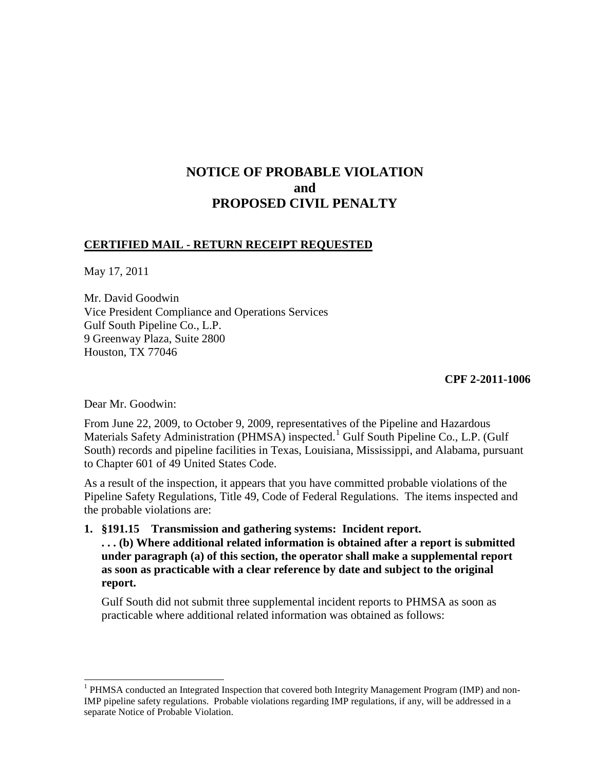# NOTICE OF PROBABLE VIOLATION and PROPOSED CIVIL PENALTY

**CERTIFIED MAIL - RETURN RECEIPT REQUESTED**

May 17, 2011

Mr. David Goodwin
Vice President Compliance and Operations Services
Gulf South Pipeline Co., L.P.
9 Greenway Plaza, Suite 2800
Houston, TX 77046

**CPF 2-2011-1006**

Dear Mr. Goodwin:

From June 22, 2009, to October 9, 2009, representatives of the Pipeline and Hazardous Materials Safety Administration (PHMSA) inspected.[1] Gulf South Pipeline Co., L.P. (Gulf South) records and pipeline facilities in Texas, Louisiana, Mississippi, and Alabama, pursuant to Chapter 601 of 49 United States Code.

As a result of the inspection, it appears that you have committed probable violations of the Pipeline Safety Regulations, Title 49, Code of Federal Regulations. The items inspected and the probable violations are:

**1. §191.15 Transmission and gathering systems: Incident report.**
**. . . (b) Where additional related information is obtained after a report is submitted under paragraph (a) of this section, the operator shall make a supplemental report as soon as practicable with a clear reference by date and subject to the original report.**

Gulf South did not submit three supplemental incident reports to PHMSA as soon as practicable where additional related information was obtained as follows:

[1] PHMSA conducted an Integrated Inspection that covered both Integrity Management Program (IMP) and non-IMP pipeline safety regulations. Probable violations regarding IMP regulations, if any, will be addressed in a separate Notice of Probable Violation.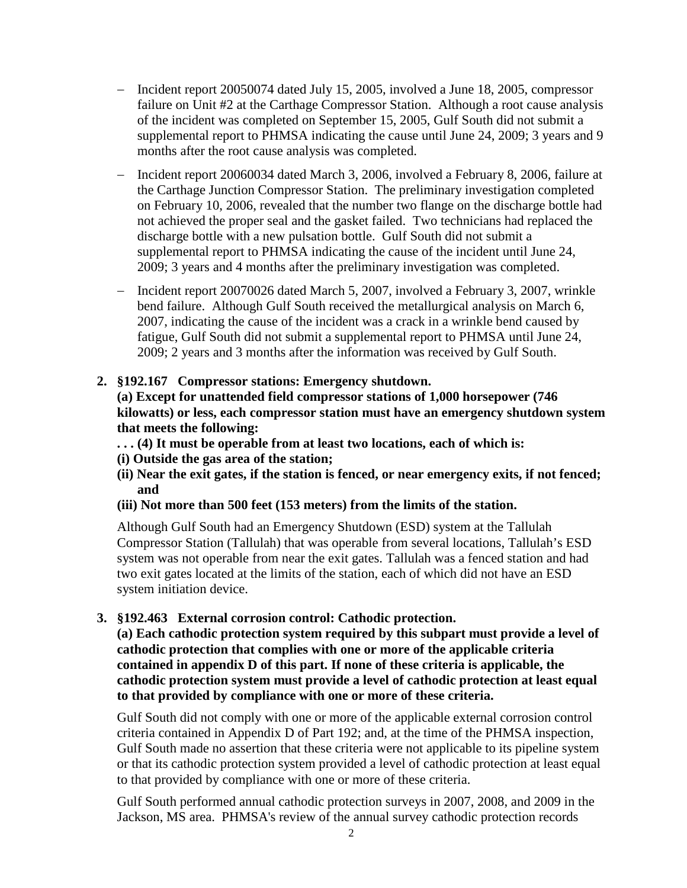- Incident report 20050074 dated July 15, 2005, involved a June 18, 2005, compressor failure on Unit #2 at the Carthage Compressor Station. Although a root cause analysis of the incident was completed on September 15, 2005, Gulf South did not submit a supplemental report to PHMSA indicating the cause until June 24, 2009; 3 years and 9 months after the root cause analysis was completed.

- Incident report 20060034 dated March 3, 2006, involved a February 8, 2006, failure at the Carthage Junction Compressor Station. The preliminary investigation completed on February 10, 2006, revealed that the number two flange on the discharge bottle had not achieved the proper seal and the gasket failed. Two technicians had replaced the discharge bottle with a new pulsation bottle. Gulf South did not submit a supplemental report to PHMSA indicating the cause of the incident until June 24, 2009; 3 years and 4 months after the preliminary investigation was completed.

- Incident report 20070026 dated March 5, 2007, involved a February 3, 2007, wrinkle bend failure. Although Gulf South received the metallurgical analysis on March 6, 2007, indicating the cause of the incident was a crack in a wrinkle bend caused by fatigue, Gulf South did not submit a supplemental report to PHMSA until June 24, 2009; 2 years and 3 months after the information was received by Gulf South.

**2. §192.167 Compressor stations: Emergency shutdown.**

**(a) Except for unattended field compressor stations of 1,000 horsepower (746 kilowatts) or less, each compressor station must have an emergency shutdown system that meets the following:**

**. . . (4) It must be operable from at least two locations, each of which is:**

**(i) Outside the gas area of the station;**

**(ii) Near the exit gates, if the station is fenced, or near emergency exits, if not fenced; and**

**(iii) Not more than 500 feet (153 meters) from the limits of the station.**

Although Gulf South had an Emergency Shutdown (ESD) system at the Tallulah Compressor Station (Tallulah) that was operable from several locations, Tallulah's ESD system was not operable from near the exit gates. Tallulah was a fenced station and had two exit gates located at the limits of the station, each of which did not have an ESD system initiation device.

**3. §192.463 External corrosion control: Cathodic protection.**

**(a) Each cathodic protection system required by this subpart must provide a level of cathodic protection that complies with one or more of the applicable criteria contained in appendix D of this part. If none of these criteria is applicable, the cathodic protection system must provide a level of cathodic protection at least equal to that provided by compliance with one or more of these criteria.**

Gulf South did not comply with one or more of the applicable external corrosion control criteria contained in Appendix D of Part 192; and, at the time of the PHMSA inspection, Gulf South made no assertion that these criteria were not applicable to its pipeline system or that its cathodic protection system provided a level of cathodic protection at least equal to that provided by compliance with one or more of these criteria.

Gulf South performed annual cathodic protection surveys in 2007, 2008, and 2009 in the Jackson, MS area. PHMSA's review of the annual survey cathodic protection records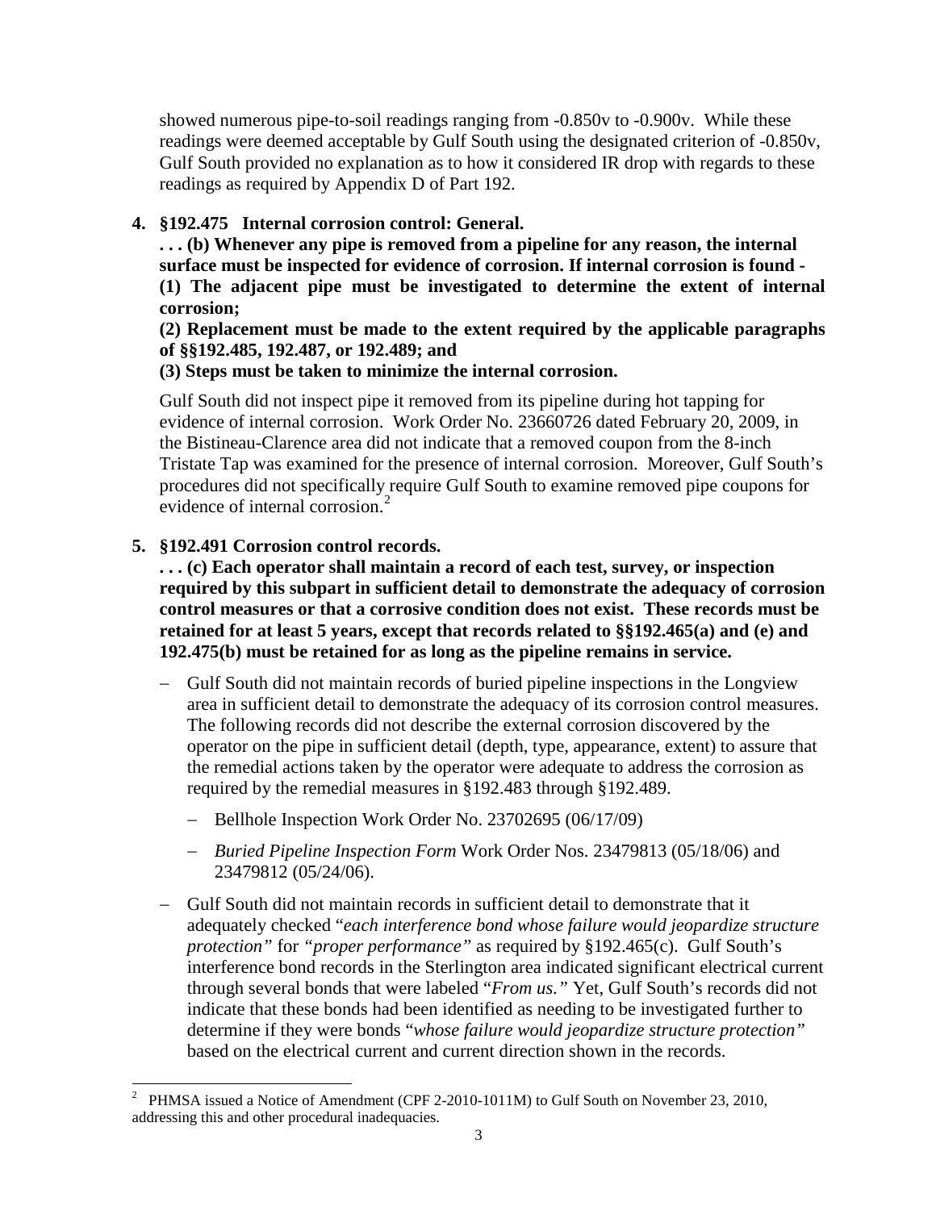showed numerous pipe-to-soil readings ranging from -0.850v to -0.900v. While these readings were deemed acceptable by Gulf South using the designated criterion of -0.850v, Gulf South provided no explanation as to how it considered IR drop with regards to these readings as required by Appendix D of Part 192.

4. **§192.475 Internal corrosion control: General.**

   **. . . (b) Whenever any pipe is removed from a pipeline for any reason, the internal surface must be inspected for evidence of corrosion. If internal corrosion is found -**

   **(1) The adjacent pipe must be investigated to determine the extent of internal corrosion;**

   **(2) Replacement must be made to the extent required by the applicable paragraphs of §§192.485, 192.487, or 192.489; and**

   **(3) Steps must be taken to minimize the internal corrosion.**

   Gulf South did not inspect pipe it removed from its pipeline during hot tapping for evidence of internal corrosion. Work Order No. 23660726 dated February 20, 2009, in the Bistineau-Clarence area did not indicate that a removed coupon from the 8-inch Tristate Tap was examined for the presence of internal corrosion. Moreover, Gulf South's procedures did not specifically require Gulf South to examine removed pipe coupons for evidence of internal corrosion.[2]

5. **§192.491 Corrosion control records.**

   **. . . (c) Each operator shall maintain a record of each test, survey, or inspection required by this subpart in sufficient detail to demonstrate the adequacy of corrosion control measures or that a corrosive condition does not exist. These records must be retained for at least 5 years, except that records related to §§192.465(a) and (e) and 192.475(b) must be retained for as long as the pipeline remains in service.**

   - Gulf South did not maintain records of buried pipeline inspections in the Longview area in sufficient detail to demonstrate the adequacy of its corrosion control measures. The following records did not describe the external corrosion discovered by the operator on the pipe in sufficient detail (depth, type, appearance, extent) to assure that the remedial actions taken by the operator were adequate to address the corrosion as required by the remedial measures in §192.483 through §192.489.
     - Bellhole Inspection Work Order No. 23702695 (06/17/09)
     - *Buried Pipeline Inspection Form* Work Order Nos. 23479813 (05/18/06) and 23479812 (05/24/06).
   - Gulf South did not maintain records in sufficient detail to demonstrate that it adequately checked "*each interference bond whose failure would jeopardize structure protection*" for *"proper performance"* as required by §192.465(c). Gulf South's interference bond records in the Sterlington area indicated significant electrical current through several bonds that were labeled "*From us.*" Yet, Gulf South's records did not indicate that these bonds had been identified as needing to be investigated further to determine if they were bonds "*whose failure would jeopardize structure protection*" based on the electrical current and current direction shown in the records.

---

[2] PHMSA issued a Notice of Amendment (CPF 2-2010-1011M) to Gulf South on November 23, 2010, addressing this and other procedural inadequacies.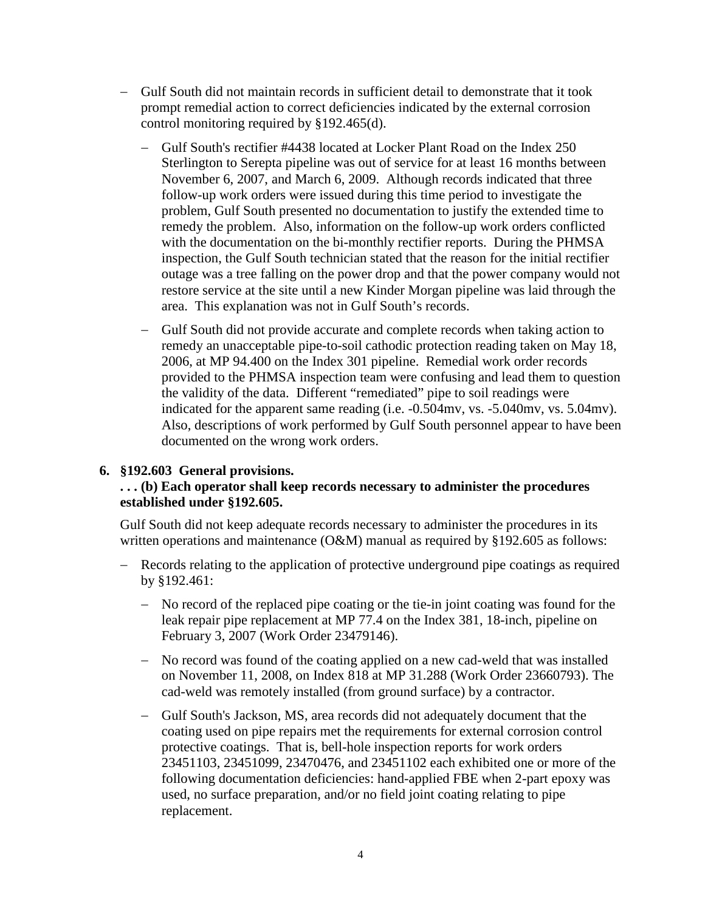- Gulf South did not maintain records in sufficient detail to demonstrate that it took prompt remedial action to correct deficiencies indicated by the external corrosion control monitoring required by §192.465(d).

  - Gulf South's rectifier #4438 located at Locker Plant Road on the Index 250 Sterlington to Serepta pipeline was out of service for at least 16 months between November 6, 2007, and March 6, 2009. Although records indicated that three follow-up work orders were issued during this time period to investigate the problem, Gulf South presented no documentation to justify the extended time to remedy the problem. Also, information on the follow-up work orders conflicted with the documentation on the bi-monthly rectifier reports. During the PHMSA inspection, the Gulf South technician stated that the reason for the initial rectifier outage was a tree falling on the power drop and that the power company would not restore service at the site until a new Kinder Morgan pipeline was laid through the area. This explanation was not in Gulf South's records.

  - Gulf South did not provide accurate and complete records when taking action to remedy an unacceptable pipe-to-soil cathodic protection reading taken on May 18, 2006, at MP 94.400 on the Index 301 pipeline. Remedial work order records provided to the PHMSA inspection team were confusing and lead them to question the validity of the data. Different "remediated" pipe to soil readings were indicated for the apparent same reading (i.e. -0.504mv, vs. -5.040mv, vs. 5.04mv). Also, descriptions of work performed by Gulf South personnel appear to have been documented on the wrong work orders.

**6. §192.603 General provisions.**
**. . . (b) Each operator shall keep records necessary to administer the procedures established under §192.605.**

Gulf South did not keep adequate records necessary to administer the procedures in its written operations and maintenance (O&M) manual as required by §192.605 as follows:

- Records relating to the application of protective underground pipe coatings as required by §192.461:

  - No record of the replaced pipe coating or the tie-in joint coating was found for the leak repair pipe replacement at MP 77.4 on the Index 381, 18-inch, pipeline on February 3, 2007 (Work Order 23479146).

  - No record was found of the coating applied on a new cad-weld that was installed on November 11, 2008, on Index 818 at MP 31.288 (Work Order 23660793). The cad-weld was remotely installed (from ground surface) by a contractor.

  - Gulf South's Jackson, MS, area records did not adequately document that the coating used on pipe repairs met the requirements for external corrosion control protective coatings. That is, bell-hole inspection reports for work orders 23451103, 23451099, 23470476, and 23451102 each exhibited one or more of the following documentation deficiencies: hand-applied FBE when 2-part epoxy was used, no surface preparation, and/or no field joint coating relating to pipe replacement.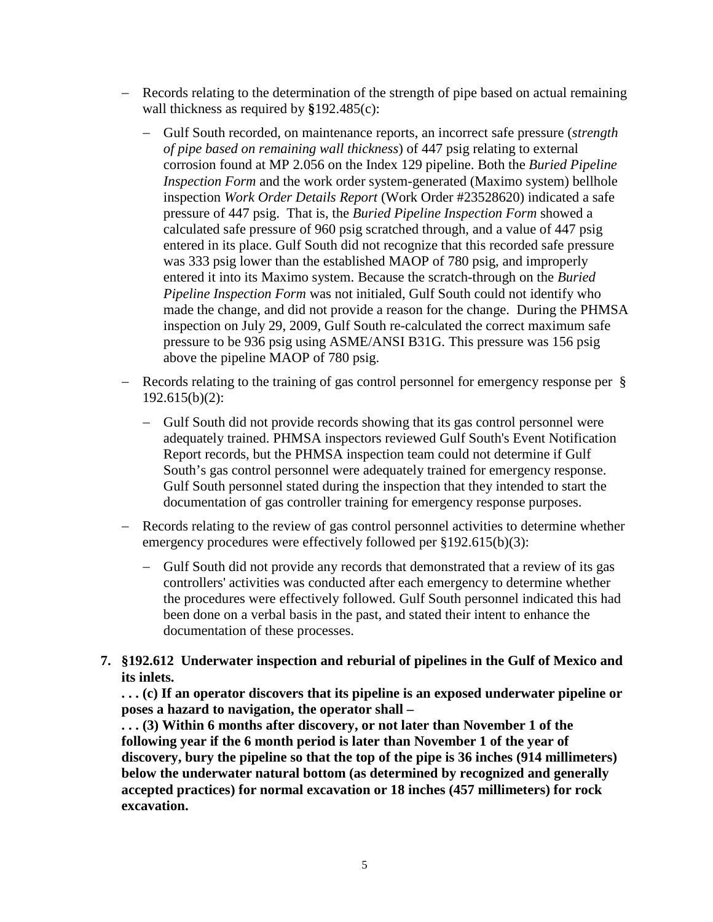- Records relating to the determination of the strength of pipe based on actual remaining wall thickness as required by **§**192.485(c):
  - Gulf South recorded, on maintenance reports, an incorrect safe pressure (*strength of pipe based on remaining wall thickness*) of 447 psig relating to external corrosion found at MP 2.056 on the Index 129 pipeline. Both the *Buried Pipeline Inspection Form* and the work order system-generated (Maximo system) bellhole inspection *Work Order Details Report* (Work Order #23528620) indicated a safe pressure of 447 psig. That is, the *Buried Pipeline Inspection Form* showed a calculated safe pressure of 960 psig scratched through, and a value of 447 psig entered in its place. Gulf South did not recognize that this recorded safe pressure was 333 psig lower than the established MAOP of 780 psig, and improperly entered it into its Maximo system. Because the scratch-through on the *Buried Pipeline Inspection Form* was not initialed, Gulf South could not identify who made the change, and did not provide a reason for the change. During the PHMSA inspection on July 29, 2009, Gulf South re-calculated the correct maximum safe pressure to be 936 psig using ASME/ANSI B31G. This pressure was 156 psig above the pipeline MAOP of 780 psig.
- Records relating to the training of gas control personnel for emergency response per § 192.615(b)(2):
  - Gulf South did not provide records showing that its gas control personnel were adequately trained. PHMSA inspectors reviewed Gulf South's Event Notification Report records, but the PHMSA inspection team could not determine if Gulf South's gas control personnel were adequately trained for emergency response. Gulf South personnel stated during the inspection that they intended to start the documentation of gas controller training for emergency response purposes.
- Records relating to the review of gas control personnel activities to determine whether emergency procedures were effectively followed per §192.615(b)(3):
  - Gulf South did not provide any records that demonstrated that a review of its gas controllers' activities was conducted after each emergency to determine whether the procedures were effectively followed. Gulf South personnel indicated this had been done on a verbal basis in the past, and stated their intent to enhance the documentation of these processes.

**7. §192.612 Underwater inspection and reburial of pipelines in the Gulf of Mexico and its inlets.**

**. . . (c) If an operator discovers that its pipeline is an exposed underwater pipeline or poses a hazard to navigation, the operator shall –**

**. . . (3) Within 6 months after discovery, or not later than November 1 of the following year if the 6 month period is later than November 1 of the year of discovery, bury the pipeline so that the top of the pipe is 36 inches (914 millimeters) below the underwater natural bottom (as determined by recognized and generally accepted practices) for normal excavation or 18 inches (457 millimeters) for rock excavation.**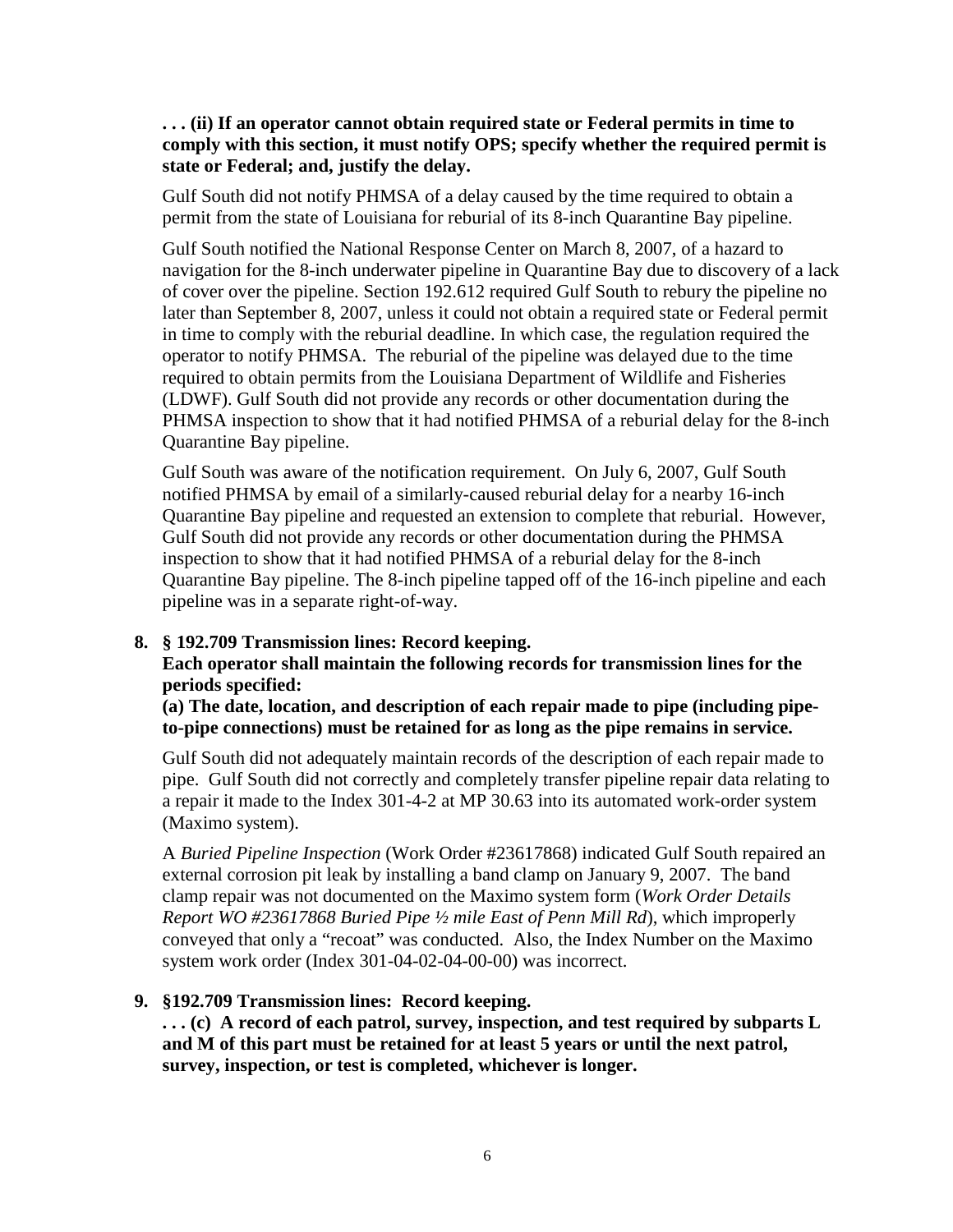**. . . (ii) If an operator cannot obtain required state or Federal permits in time to comply with this section, it must notify OPS; specify whether the required permit is state or Federal; and, justify the delay.**

Gulf South did not notify PHMSA of a delay caused by the time required to obtain a permit from the state of Louisiana for reburial of its 8-inch Quarantine Bay pipeline.

Gulf South notified the National Response Center on March 8, 2007, of a hazard to navigation for the 8-inch underwater pipeline in Quarantine Bay due to discovery of a lack of cover over the pipeline. Section 192.612 required Gulf South to rebury the pipeline no later than September 8, 2007, unless it could not obtain a required state or Federal permit in time to comply with the reburial deadline. In which case, the regulation required the operator to notify PHMSA. The reburial of the pipeline was delayed due to the time required to obtain permits from the Louisiana Department of Wildlife and Fisheries (LDWF). Gulf South did not provide any records or other documentation during the PHMSA inspection to show that it had notified PHMSA of a reburial delay for the 8-inch Quarantine Bay pipeline.

Gulf South was aware of the notification requirement. On July 6, 2007, Gulf South notified PHMSA by email of a similarly-caused reburial delay for a nearby 16-inch Quarantine Bay pipeline and requested an extension to complete that reburial. However, Gulf South did not provide any records or other documentation during the PHMSA inspection to show that it had notified PHMSA of a reburial delay for the 8-inch Quarantine Bay pipeline. The 8-inch pipeline tapped off of the 16-inch pipeline and each pipeline was in a separate right-of-way.

**8. § 192.709 Transmission lines: Record keeping.**
**Each operator shall maintain the following records for transmission lines for the periods specified:**
**(a) The date, location, and description of each repair made to pipe (including pipe-to-pipe connections) must be retained for as long as the pipe remains in service.**

Gulf South did not adequately maintain records of the description of each repair made to pipe. Gulf South did not correctly and completely transfer pipeline repair data relating to a repair it made to the Index 301-4-2 at MP 30.63 into its automated work-order system (Maximo system).

A *Buried Pipeline Inspection* (Work Order #23617868) indicated Gulf South repaired an external corrosion pit leak by installing a band clamp on January 9, 2007. The band clamp repair was not documented on the Maximo system form (*Work Order Details Report WO #23617868 Buried Pipe ½ mile East of Penn Mill Rd*), which improperly conveyed that only a "recoat" was conducted. Also, the Index Number on the Maximo system work order (Index 301-04-02-04-00-00) was incorrect.

**9. §192.709 Transmission lines: Record keeping.**
**. . . (c) A record of each patrol, survey, inspection, and test required by subparts L and M of this part must be retained for at least 5 years or until the next patrol, survey, inspection, or test is completed, whichever is longer.**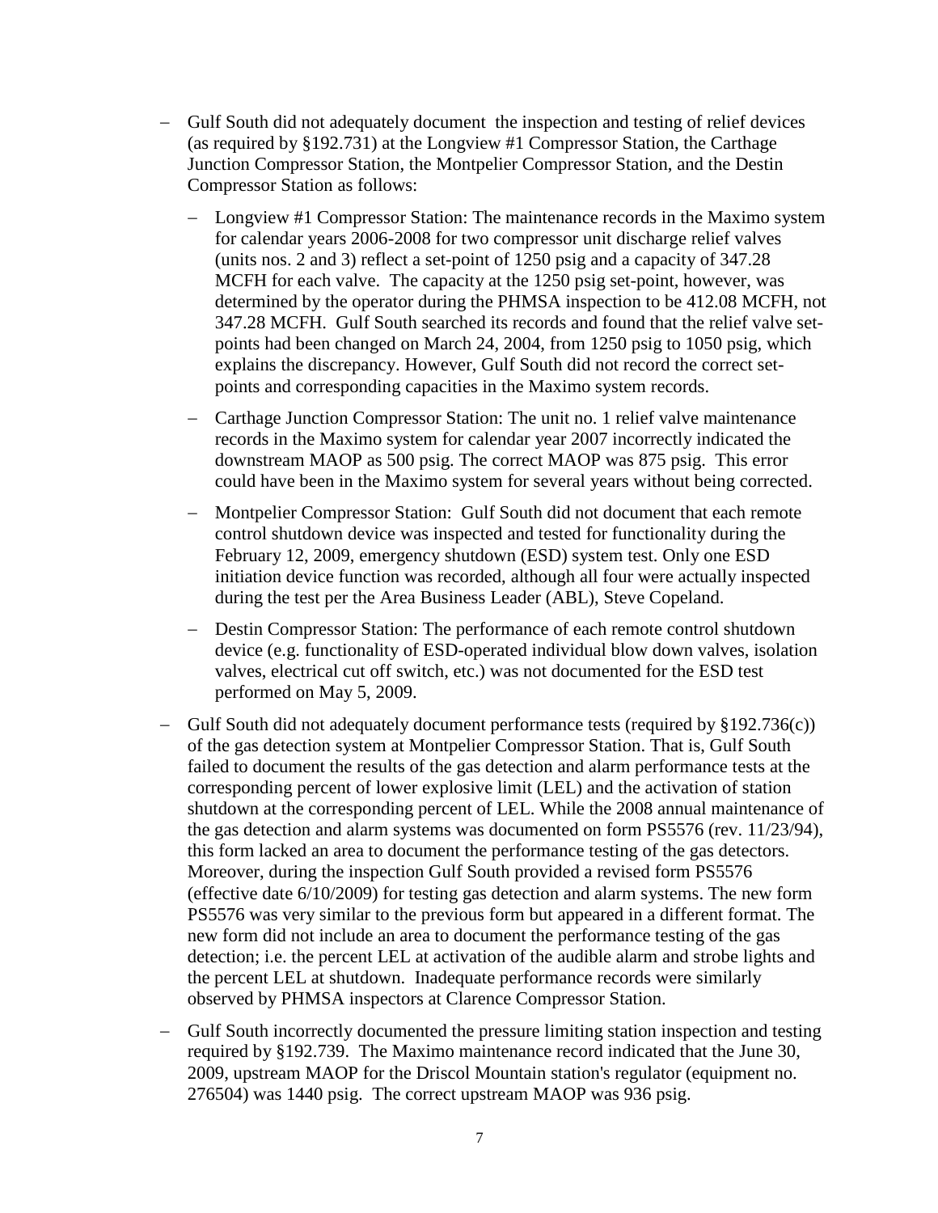- Gulf South did not adequately document the inspection and testing of relief devices (as required by §192.731) at the Longview #1 Compressor Station, the Carthage Junction Compressor Station, the Montpelier Compressor Station, and the Destin Compressor Station as follows:
  - Longview #1 Compressor Station: The maintenance records in the Maximo system for calendar years 2006-2008 for two compressor unit discharge relief valves (units nos. 2 and 3) reflect a set-point of 1250 psig and a capacity of 347.28 MCFH for each valve. The capacity at the 1250 psig set-point, however, was determined by the operator during the PHMSA inspection to be 412.08 MCFH, not 347.28 MCFH. Gulf South searched its records and found that the relief valve set-points had been changed on March 24, 2004, from 1250 psig to 1050 psig, which explains the discrepancy. However, Gulf South did not record the correct set-points and corresponding capacities in the Maximo system records.
  - Carthage Junction Compressor Station: The unit no. 1 relief valve maintenance records in the Maximo system for calendar year 2007 incorrectly indicated the downstream MAOP as 500 psig. The correct MAOP was 875 psig. This error could have been in the Maximo system for several years without being corrected.
  - Montpelier Compressor Station: Gulf South did not document that each remote control shutdown device was inspected and tested for functionality during the February 12, 2009, emergency shutdown (ESD) system test. Only one ESD initiation device function was recorded, although all four were actually inspected during the test per the Area Business Leader (ABL), Steve Copeland.
  - Destin Compressor Station: The performance of each remote control shutdown device (e.g. functionality of ESD-operated individual blow down valves, isolation valves, electrical cut off switch, etc.) was not documented for the ESD test performed on May 5, 2009.
- Gulf South did not adequately document performance tests (required by §192.736(c)) of the gas detection system at Montpelier Compressor Station. That is, Gulf South failed to document the results of the gas detection and alarm performance tests at the corresponding percent of lower explosive limit (LEL) and the activation of station shutdown at the corresponding percent of LEL. While the 2008 annual maintenance of the gas detection and alarm systems was documented on form PS5576 (rev. 11/23/94), this form lacked an area to document the performance testing of the gas detectors. Moreover, during the inspection Gulf South provided a revised form PS5576 (effective date 6/10/2009) for testing gas detection and alarm systems. The new form PS5576 was very similar to the previous form but appeared in a different format. The new form did not include an area to document the performance testing of the gas detection; i.e. the percent LEL at activation of the audible alarm and strobe lights and the percent LEL at shutdown. Inadequate performance records were similarly observed by PHMSA inspectors at Clarence Compressor Station.
- Gulf South incorrectly documented the pressure limiting station inspection and testing required by §192.739. The Maximo maintenance record indicated that the June 30, 2009, upstream MAOP for the Driscol Mountain station's regulator (equipment no. 276504) was 1440 psig. The correct upstream MAOP was 936 psig.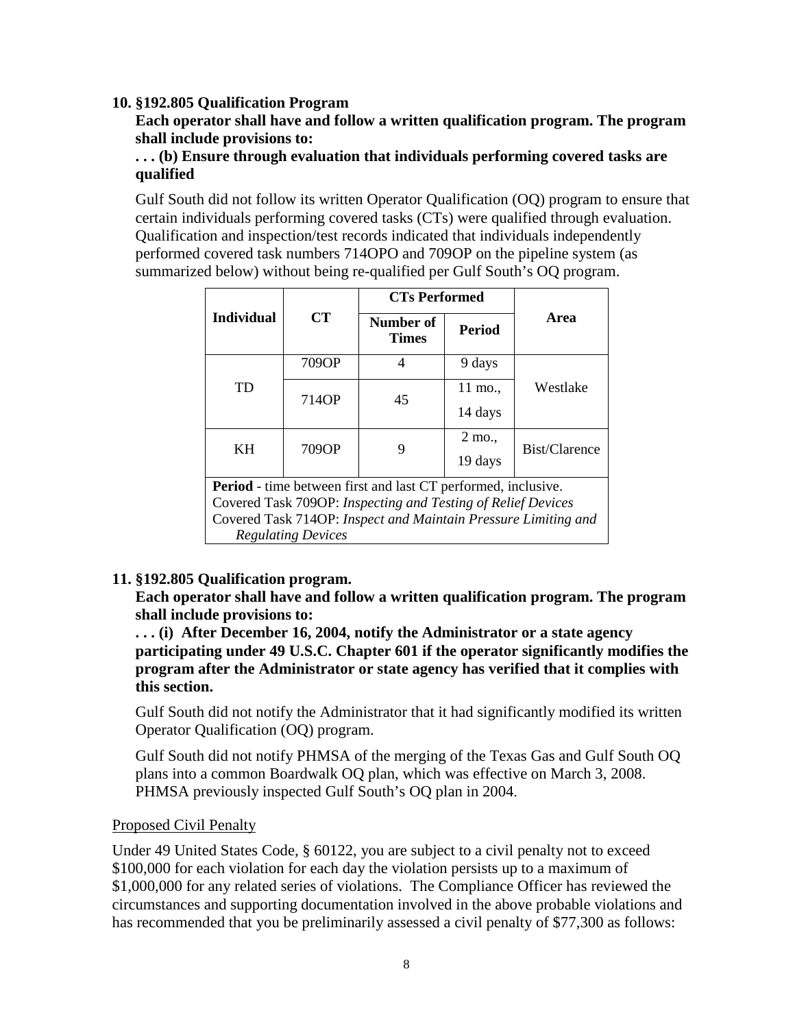**10. §192.805 Qualification Program**

**Each operator shall have and follow a written qualification program. The program shall include provisions to:**

**. . . (b) Ensure through evaluation that individuals performing covered tasks are qualified**

Gulf South did not follow its written Operator Qualification (OQ) program to ensure that certain individuals performing covered tasks (CTs) were qualified through evaluation. Qualification and inspection/test records indicated that individuals independently performed covered task numbers 714OPO and 709OP on the pipeline system (as summarized below) without being re-qualified per Gulf South's OQ program.

| Individual | CT | CTs Performed | | Area |
|---|---|---|---|---|
| | | **Number of Times** | **Period** | |
| TD | 709OP | 4 | 9 days | Westlake |
| TD | 714OP | 45 | 11 mo., 14 days | Westlake |
| KH | 709OP | 9 | 2 mo., 19 days | Bist/Clarence |

**Period** - time between first and last CT performed, inclusive.
Covered Task 709OP: *Inspecting and Testing of Relief Devices*
Covered Task 714OP: *Inspect and Maintain Pressure Limiting and Regulating Devices*

**11. §192.805 Qualification program.**

**Each operator shall have and follow a written qualification program. The program shall include provisions to:**

**. . . (i) After December 16, 2004, notify the Administrator or a state agency participating under 49 U.S.C. Chapter 601 if the operator significantly modifies the program after the Administrator or state agency has verified that it complies with this section.**

Gulf South did not notify the Administrator that it had significantly modified its written Operator Qualification (OQ) program.

Gulf South did not notify PHMSA of the merging of the Texas Gas and Gulf South OQ plans into a common Boardwalk OQ plan, which was effective on March 3, 2008. PHMSA previously inspected Gulf South's OQ plan in 2004.

Proposed Civil Penalty

Under 49 United States Code, § 60122, you are subject to a civil penalty not to exceed $100,000 for each violation for each day the violation persists up to a maximum of $1,000,000 for any related series of violations. The Compliance Officer has reviewed the circumstances and supporting documentation involved in the above probable violations and has recommended that you be preliminarily assessed a civil penalty of $77,300 as follows: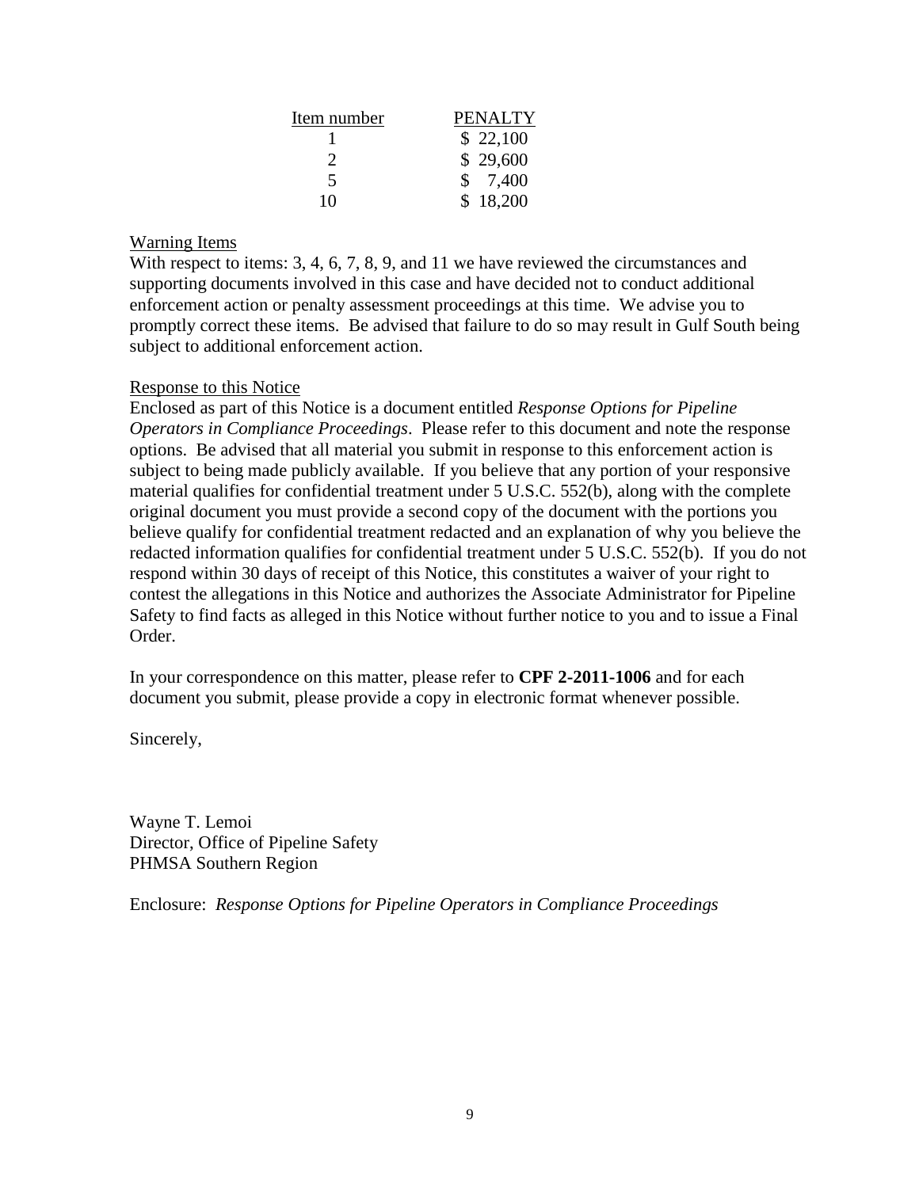| Item number | PENALTY |
| --- | --- |
| 1 | $ 22,100 |
| 2 | $ 29,600 |
| 5 | $ 7,400 |
| 10 | $ 18,200 |

Warning Items

With respect to items: 3, 4, 6, 7, 8, 9, and 11 we have reviewed the circumstances and supporting documents involved in this case and have decided not to conduct additional enforcement action or penalty assessment proceedings at this time. We advise you to promptly correct these items. Be advised that failure to do so may result in Gulf South being subject to additional enforcement action.

Response to this Notice

Enclosed as part of this Notice is a document entitled *Response Options for Pipeline Operators in Compliance Proceedings*. Please refer to this document and note the response options. Be advised that all material you submit in response to this enforcement action is subject to being made publicly available. If you believe that any portion of your responsive material qualifies for confidential treatment under 5 U.S.C. 552(b), along with the complete original document you must provide a second copy of the document with the portions you believe qualify for confidential treatment redacted and an explanation of why you believe the redacted information qualifies for confidential treatment under 5 U.S.C. 552(b). If you do not respond within 30 days of receipt of this Notice, this constitutes a waiver of your right to contest the allegations in this Notice and authorizes the Associate Administrator for Pipeline Safety to find facts as alleged in this Notice without further notice to you and to issue a Final Order.

In your correspondence on this matter, please refer to **CPF 2-2011-1006** and for each document you submit, please provide a copy in electronic format whenever possible.

Sincerely,

Wayne T. Lemoi
Director, Office of Pipeline Safety
PHMSA Southern Region

Enclosure: *Response Options for Pipeline Operators in Compliance Proceedings*